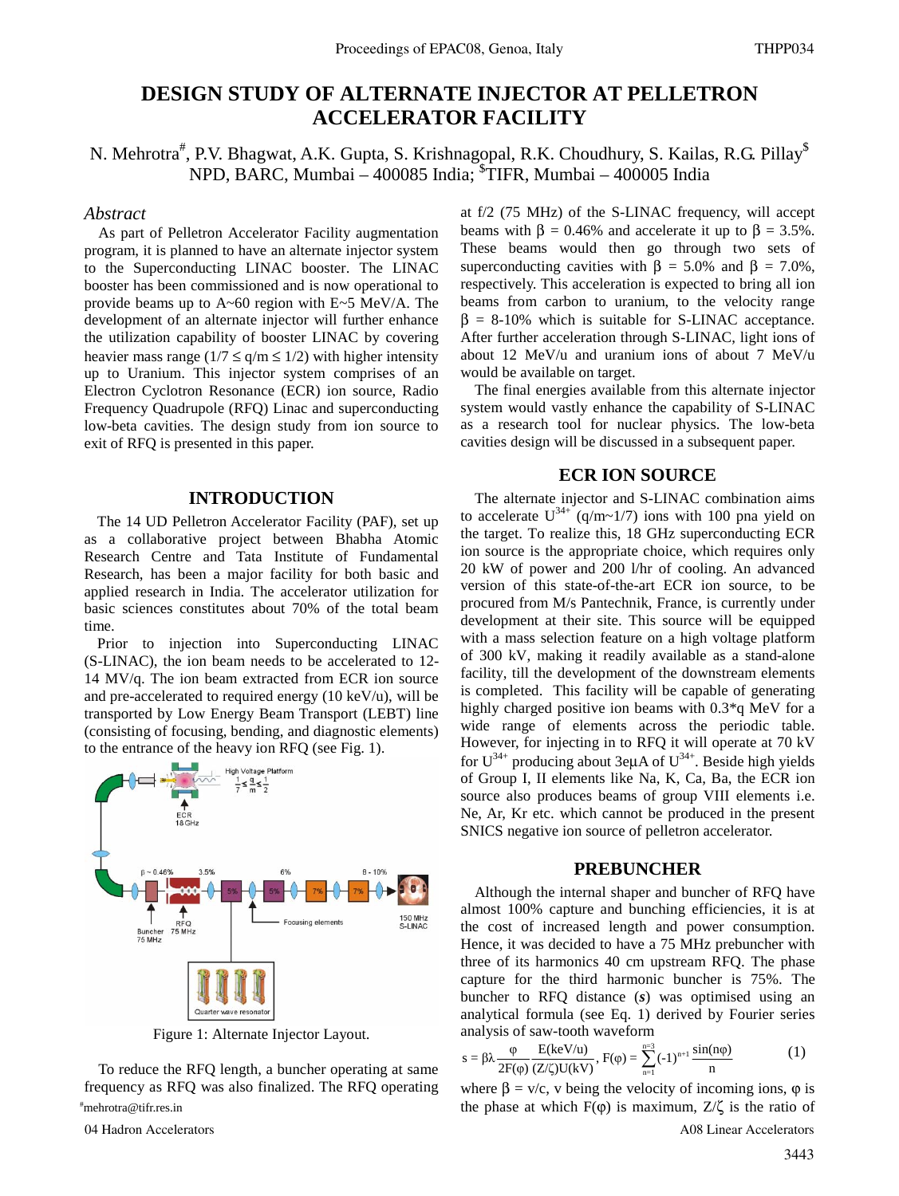# DESIGN STUDY OF ALTERNATE INJECTOR AT PELLETRON ACCELERATOR FACILITY

N. Mehrotra[#], P.V. Bhagwat, A.K. Gupta, S. Krishnagopal, R.K. Choudhury, S. Kailas, R.G. Pillay[$]
NPD, BARC, Mumbai – 400085 India; [$]TIFR, Mumbai – 400005 India

### *Abstract*

As part of Pelletron Accelerator Facility augmentation program, it is planned to have an alternate injector system to the Superconducting LINAC booster. The LINAC booster has been commissioned and is now operational to provide beams up to A~60 region with E~5 MeV/A. The development of an alternate injector will further enhance the utilization capability of booster LINAC by covering heavier mass range ($1/7 \leq q/m \leq 1/2$) with higher intensity up to Uranium. This injector system comprises of an Electron Cyclotron Resonance (ECR) ion source, Radio Frequency Quadrupole (RFQ) Linac and superconducting low-beta cavities. The design study from ion source to exit of RFQ is presented in this paper.

## INTRODUCTION

The 14 UD Pelletron Accelerator Facility (PAF), set up as a collaborative project between Bhabha Atomic Research Centre and Tata Institute of Fundamental Research, has been a major facility for both basic and applied research in India. The accelerator utilization for basic sciences constitutes about 70% of the total beam time.

Prior to injection into Superconducting LINAC (S-LINAC), the ion beam needs to be accelerated to 12-14 MV/q. The ion beam extracted from ECR ion source and pre-accelerated to required energy (10 keV/u), will be transported by Low Energy Beam Transport (LEBT) line (consisting of focusing, bending, and diagnostic elements) to the entrance of the heavy ion RFQ (see Fig. 1).

Figure 1: Alternate Injector Layout.

To reduce the RFQ length, a buncher operating at same frequency as RFQ was also finalized. The RFQ operating at f/2 (75 MHz) of the S-LINAC frequency, will accept beams with $\beta$ = 0.46% and accelerate it up to $\beta$ = 3.5%. These beams would then go through two sets of superconducting cavities with $\beta$ = 5.0% and $\beta$ = 7.0%, respectively. This acceleration is expected to bring all ion beams from carbon to uranium, to the velocity range $\beta$ = 8-10% which is suitable for S-LINAC acceptance. After further acceleration through S-LINAC, light ions of about 12 MeV/u and uranium ions of about 7 MeV/u would be available on target.

The final energies available from this alternate injector system would vastly enhance the capability of S-LINAC as a research tool for nuclear physics. The low-beta cavities design will be discussed in a subsequent paper.

## ECR ION SOURCE

The alternate injector and S-LINAC combination aims to accelerate $U^{34+}$ (q/m~1/7) ions with 100 pna yield on the target. To realize this, 18 GHz superconducting ECR ion source is the appropriate choice, which requires only 20 kW of power and 200 l/hr of cooling. An advanced version of this state-of-the-art ECR ion source, to be procured from M/s Pantechnik, France, is currently under development at their site. This source will be equipped with a mass selection feature on a high voltage platform of 300 kV, making it readily available as a stand-alone facility, till the development of the downstream elements is completed. This facility will be capable of generating highly charged positive ion beams with 0.3*q MeV for a wide range of elements across the periodic table. However, for injecting in to RFQ it will operate at 70 kV for $U^{34+}$ producing about 3eμA of $U^{34+}$. Beside high yields of Group I, II elements like Na, K, Ca, Ba, the ECR ion source also produces beams of group VIII elements i.e. Ne, Ar, Kr etc. which cannot be produced in the present SNICS negative ion source of pelletron accelerator.

## PREBUNCHER

Although the internal shaper and buncher of RFQ have almost 100% capture and bunching efficiencies, it is at the cost of increased length and power consumption. Hence, it was decided to have a 75 MHz prebuncher with three of its harmonics 40 cm upstream RFQ. The phase capture for the third harmonic buncher is 75%. The buncher to RFQ distance (***s***) was optimised using an analytical formula (see Eq. 1) derived by Fourier series analysis of saw-tooth waveform

$$s = \beta\lambda \frac{\varphi}{2F(\varphi)} \frac{E(\text{keV/u})}{(Z/\zeta)U(\text{kV})},\ F(\varphi) = \sum_{n=1}^{n=3} (-1)^{n+1} \frac{\sin(n\varphi)}{n} \qquad (1)$$

where $\beta = v/c$, v being the velocity of incoming ions, $\varphi$ is the phase at which $F(\varphi)$ is maximum, $Z/\zeta$ is the ratio of

[#]mehrotra@tifr.res.in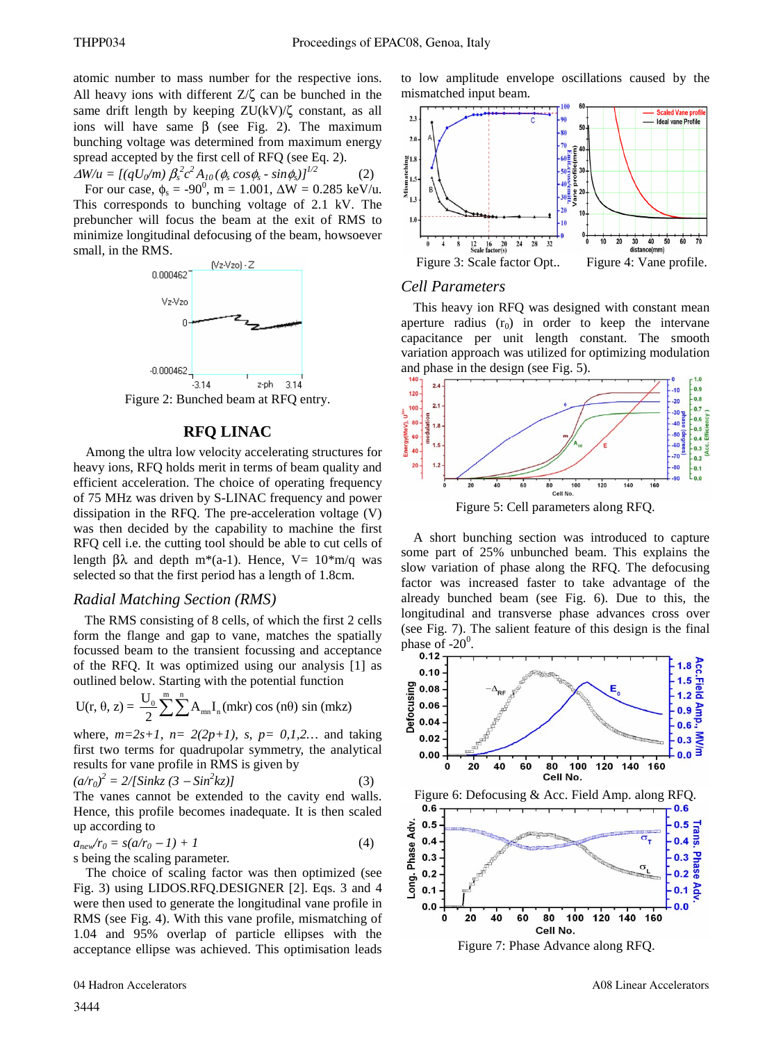atomic number to mass number for the respective ions. All heavy ions with different Z/ζ can be bunched in the same drift length by keeping ZU(kV)/ζ constant, as all ions will have same β (see Fig. 2). The maximum bunching voltage was determined from maximum energy spread accepted by the first cell of RFQ (see Eq. 2).

$$\Delta W/u = [(qU_0/m)\, \beta_s^2 c^2 A_{10} (\phi_s \cos\phi_s - \sin\phi_s)]^{1/2} \qquad (2)$$

For our case, $\phi_s = -90^0$, m = 1.001, ΔW = 0.285 keV/u. This corresponds to bunching voltage of 2.1 kV. The prebuncher will focus the beam at the exit of RMS to minimize longitudinal defocusing of the beam, howsoever small, in the RMS.

Figure 2: Bunched beam at RFQ entry.

## RFQ LINAC

Among the ultra low velocity accelerating structures for heavy ions, RFQ holds merit in terms of beam quality and efficient acceleration. The choice of operating frequency of 75 MHz was driven by S-LINAC frequency and power dissipation in the RFQ. The pre-acceleration voltage (V) was then decided by the capability to machine the first RFQ cell i.e. the cutting tool should be able to cut cells of length βλ and depth m*(a-1). Hence, V= 10*m/q was selected so that the first period has a length of 1.8cm.

### *Radial Matching Section (RMS)*

The RMS consisting of 8 cells, of which the first 2 cells form the flange and gap to vane, matches the spatially focussed beam to the transient focussing and acceptance of the RFQ. It was optimized using our analysis [1] as outlined below. Starting with the potential function

$$U(r, \theta, z) = \frac{U_0}{2} \sum^{m} \sum^{n} A_{mn} I_n(mkr) \cos(n\theta) \sin(mkz)$$

where, $m=2s+1$, $n= 2(2p+1)$, $s, p= 0,1,2\ldots$ and taking first two terms for quadrupolar symmetry, the analytical results for vane profile in RMS is given by

$$(a/r_0)^2 = 2/[\mathrm{Sinkz}\,(3 - \mathrm{Sin}^2 kz)] \qquad (3)$$

The vanes cannot be extended to the cavity end walls. Hence, this profile becomes inadequate. It is then scaled up according to

$$a_{new}/r_0 = s(a/r_0 - 1) + 1 \qquad (4)$$

s being the scaling parameter.

The choice of scaling factor was then optimized (see Fig. 3) using LIDOS.RFQ.DESIGNER [2]. Eqs. 3 and 4 were then used to generate the longitudinal vane profile in RMS (see Fig. 4). With this vane profile, mismatching of 1.04 and 95% overlap of particle ellipses with the acceptance ellipse was achieved. This optimisation leads to low amplitude envelope oscillations caused by the mismatched input beam.

Figure 3: Scale factor Opt..

Figure 4: Vane profile.

### *Cell Parameters*

This heavy ion RFQ was designed with constant mean aperture radius ($r_0$) in order to keep the intervane capacitance per unit length constant. The smooth variation approach was utilized for optimizing modulation and phase in the design (see Fig. 5).

Figure 5: Cell parameters along RFQ.

A short bunching section was introduced to capture some part of 25% unbunched beam. This explains the slow variation of phase along the RFQ. The defocusing factor was increased faster to take advantage of the already bunched beam (see Fig. 6). Due to this, the longitudinal and transverse phase advances cross over (see Fig. 7). The salient feature of this design is the final phase of $-20^0$.

Figure 6: Defocusing & Acc. Field Amp. along RFQ.

Figure 7: Phase Advance along RFQ.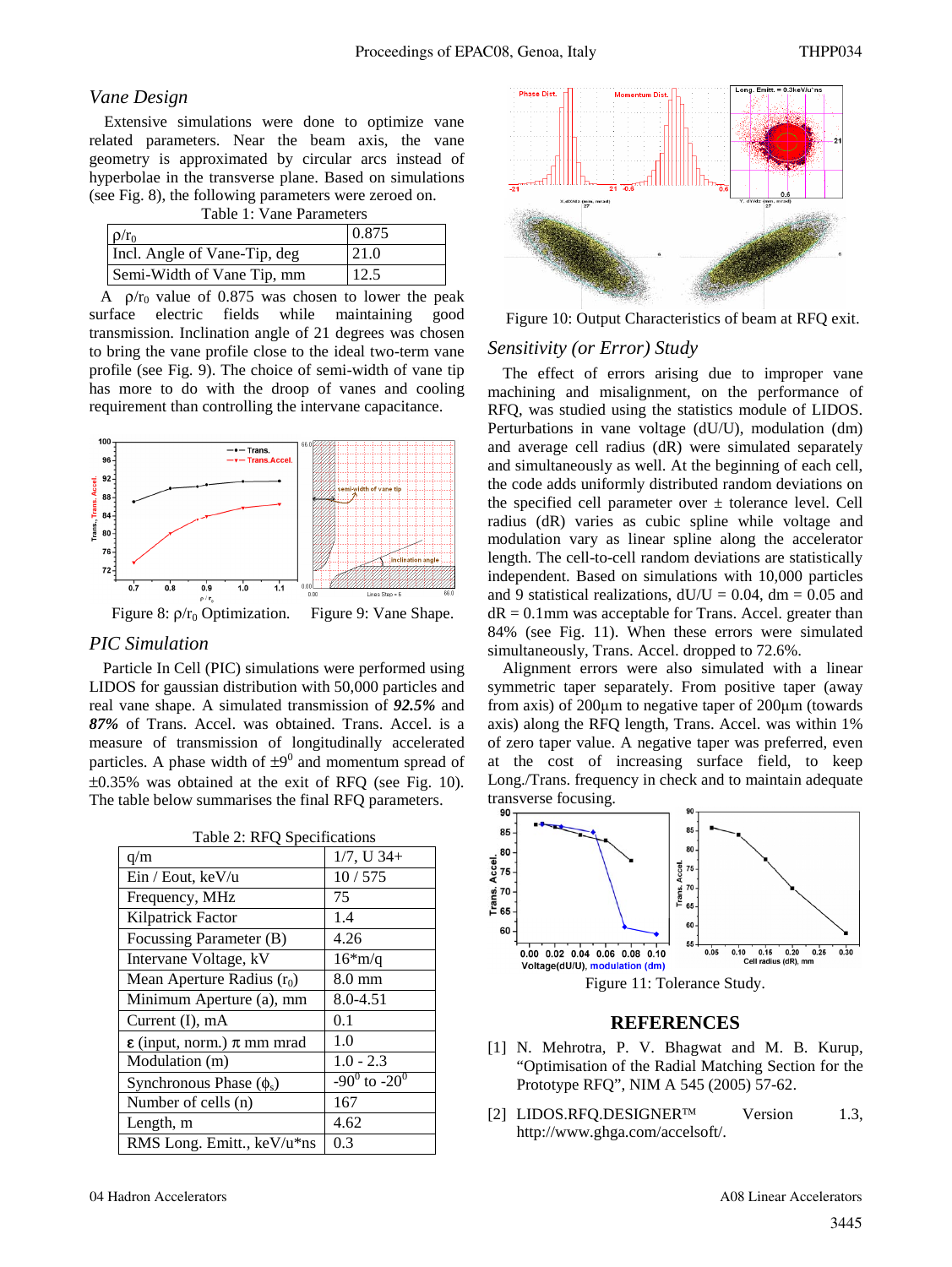### Vane Design

Extensive simulations were done to optimize vane related parameters. Near the beam axis, the vane geometry is approximated by circular arcs instead of hyperbolae in the transverse plane. Based on simulations (see Fig. 8), the following parameters were zeroed on.

Table 1: Vane Parameters

| | |
|---|---|
| $\rho/r_0$ | 0.875 |
| Incl. Angle of Vane-Tip, deg | 21.0 |
| Semi-Width of Vane Tip, mm | 12.5 |

A $\rho/r_0$ value of 0.875 was chosen to lower the peak surface electric fields while maintaining good transmission. Inclination angle of 21 degrees was chosen to bring the vane profile close to the ideal two-term vane profile (see Fig. 9). The choice of semi-width of vane tip has more to do with the droop of vanes and cooling requirement than controlling the intervane capacitance.

Trans.
Trans. Accel.
Trans., Trans. Accel.
100
96
92
88
84
80
76
72
0.7
0.8
0.9
1.0
1.1
ρ / r₀

semi-width of vane tip
inclination angle
Lines Step = 5

Figure 8: $\rho/r_0$ Optimization. Figure 9: Vane Shape.

### PIC Simulation

Particle In Cell (PIC) simulations were performed using LIDOS for gaussian distribution with 50,000 particles and real vane shape. A simulated transmission of ***92.5%*** and ***87%*** of Trans. Accel. was obtained. Trans. Accel. is a measure of transmission of longitudinally accelerated particles. A phase width of $\pm 9^0$ and momentum spread of $\pm 0.35\%$ was obtained at the exit of RFQ (see Fig. 10). The table below summarises the final RFQ parameters.

Table 2: RFQ Specifications

| | |
|---|---|
| q/m | 1/7, U 34+ |
| Ein / Eout, keV/u | 10 / 575 |
| Frequency, MHz | 75 |
| Kilpatrick Factor | 1.4 |
| Focussing Parameter (B) | 4.26 |
| Intervane Voltage, kV | 16*m/q |
| Mean Aperture Radius ($r_0$) | 8.0 mm |
| Minimum Aperture (a), mm | 8.0-4.51 |
| Current (I), mA | 0.1 |
| $\varepsilon$ (input, norm.) $\pi$ mm mrad | 1.0 |
| Modulation (m) | 1.0 - 2.3 |
| Synchronous Phase ($\phi_s$) | $-90^0$ to $-20^0$ |
| Number of cells (n) | 167 |
| Length, m | 4.62 |
| RMS Long. Emitt., keV/u*ns | 0.3 |

Phase Dist.
Momentum Dist.
Long. Emitt. = 0.3keV/u*ns
-21
21
-0.6
0.6
X, dX/dZ (mm, mrad)
Y, dY/dZ (mm, mrad)

Figure 10: Output Characteristics of beam at RFQ exit.

### Sensitivity (or Error) Study

The effect of errors arising due to improper vane machining and misalignment, on the performance of RFQ, was studied using the statistics module of LIDOS. Perturbations in vane voltage (dU/U), modulation (dm) and average cell radius (dR) were simulated separately and simultaneously as well. At the beginning of each cell, the code adds uniformly distributed random deviations on the specified cell parameter over $\pm$ tolerance level. Cell radius (dR) varies as cubic spline while voltage and modulation vary as linear spline along the accelerator length. The cell-to-cell random deviations are statistically independent. Based on simulations with 10,000 particles and 9 statistical realizations, dU/U = 0.04, dm = 0.05 and dR = 0.1mm was acceptable for Trans. Accel. greater than 84% (see Fig. 11). When these errors were simulated simultaneously, Trans. Accel. dropped to 72.6%.

Alignment errors were also simulated with a linear symmetric taper separately. From positive taper (away from axis) of 200μm to negative taper of 200μm (towards axis) along the RFQ length, Trans. Accel. was within 1% of zero taper value. A negative taper was preferred, even at the cost of increasing surface field, to keep Long./Trans. frequency in check and to maintain adequate transverse focusing.

Trans. Accel.
90
85
80
75
70
65
60
0.00 0.02 0.04 0.06 0.08 0.10
Voltage(dU/U), modulation (dm)

Trans. Accel.
90
85
80
75
70
65
60
55
0.05 0.10 0.15 0.20 0.25 0.30
Cell radius (dR), mm

Figure 11: Tolerance Study.

## REFERENCES

[1] N. Mehrotra, P. V. Bhagwat and M. B. Kurup, "Optimisation of the Radial Matching Section for the Prototype RFQ", NIM A 545 (2005) 57-62.

[2] LIDOS.RFQ.DESIGNER™ Version 1.3, http://www.ghga.com/accelsoft/.